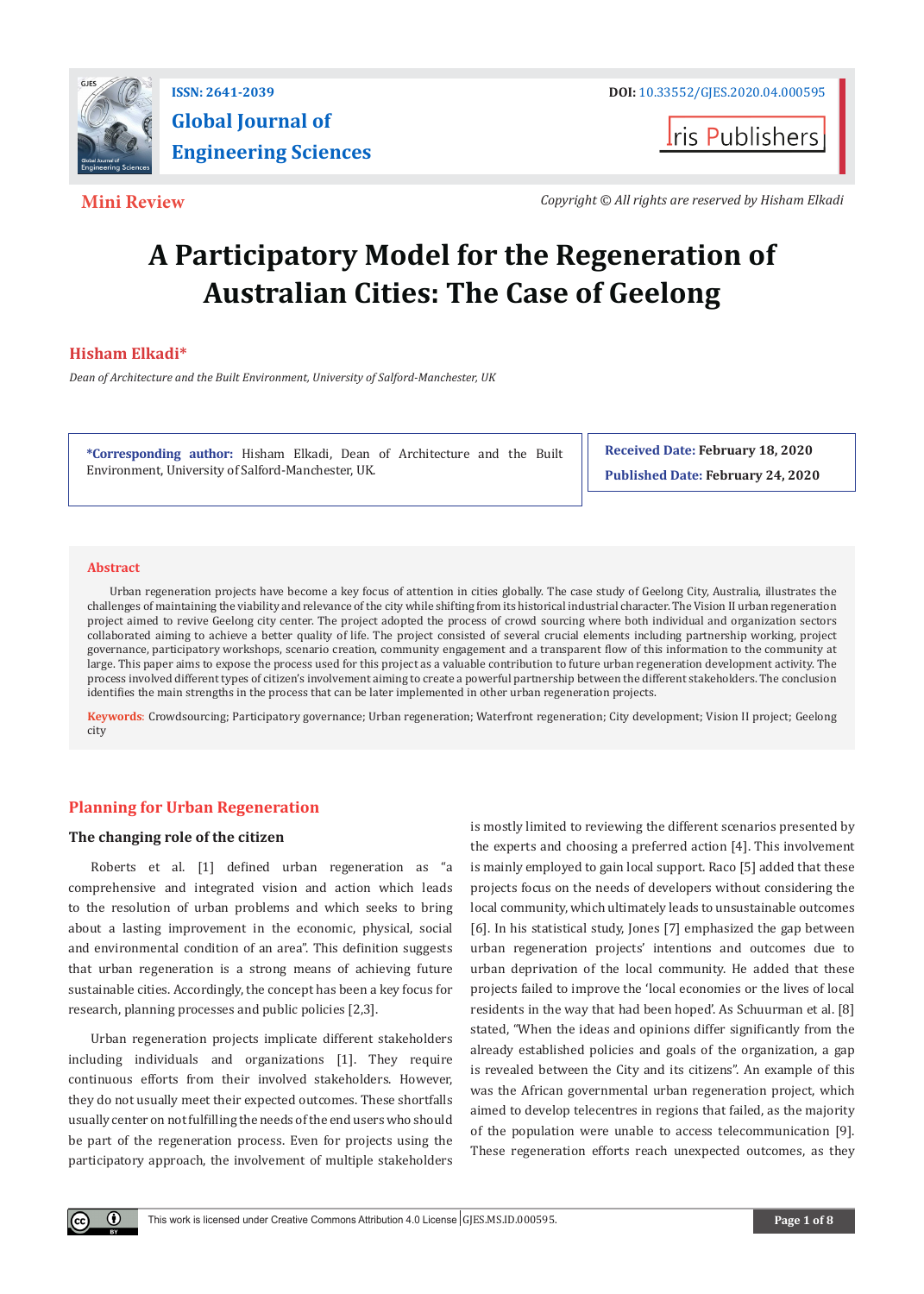**Mini Review**

*Copyright © All rights are reserved by Hisham Elkadi*

# A Participatory Model for the Regeneration of Australian Cities: The Case of Geelong

**Hisham Elkadi***

*Dean of Architecture and the Built Environment, University of Salford-Manchester, UK*

**\*Corresponding author:** Hisham Elkadi, Dean of Architecture and the Built Environment, University of Salford-Manchester, UK.

**Received Date:** February 18, 2020

**Published Date:** February 24, 2020

## Abstract

Urban regeneration projects have become a key focus of attention in cities globally. The case study of Geelong City, Australia, illustrates the challenges of maintaining the viability and relevance of the city while shifting from its historical industrial character. The Vision II urban regeneration project aimed to revive Geelong city center. The project adopted the process of crowd sourcing where both individual and organization sectors collaborated aiming to achieve a better quality of life. The project consisted of several crucial elements including partnership working, project governance, participatory workshops, scenario creation, community engagement and a transparent flow of this information to the community at large. This paper aims to expose the process used for this project as a valuable contribution to future urban regeneration development activity. The process involved different types of citizen's involvement aiming to create a powerful partnership between the different stakeholders. The conclusion identifies the main strengths in the process that can be later implemented in other urban regeneration projects.

**Keywords**: Crowdsourcing; Participatory governance; Urban regeneration; Waterfront regeneration; City development; Vision II project; Geelong city

## Planning for Urban Regeneration

### The changing role of the citizen

Roberts et al. [1] defined urban regeneration as "a comprehensive and integrated vision and action which leads to the resolution of urban problems and which seeks to bring about a lasting improvement in the economic, physical, social and environmental condition of an area". This definition suggests that urban regeneration is a strong means of achieving future sustainable cities. Accordingly, the concept has been a key focus for research, planning processes and public policies [2,3].

Urban regeneration projects implicate different stakeholders including individuals and organizations [1]. They require continuous efforts from their involved stakeholders. However, they do not usually meet their expected outcomes. These shortfalls usually center on not fulfilling the needs of the end users who should be part of the regeneration process. Even for projects using the participatory approach, the involvement of multiple stakeholders is mostly limited to reviewing the different scenarios presented by the experts and choosing a preferred action [4]. This involvement is mainly employed to gain local support. Raco [5] added that these projects focus on the needs of developers without considering the local community, which ultimately leads to unsustainable outcomes [6]. In his statistical study, Jones [7] emphasized the gap between urban regeneration projects' intentions and outcomes due to urban deprivation of the local community. He added that these projects failed to improve the 'local economies or the lives of local residents in the way that had been hoped'. As Schuurman et al. [8] stated, "When the ideas and opinions differ significantly from the already established policies and goals of the organization, a gap is revealed between the City and its citizens". An example of this was the African governmental urban regeneration project, which aimed to develop telecentres in regions that failed, as the majority of the population were unable to access telecommunication [9]. These regeneration efforts reach unexpected outcomes, as they

This work is licensed under Creative Commons Attribution 4.0 License | GJES.MS.ID.000595.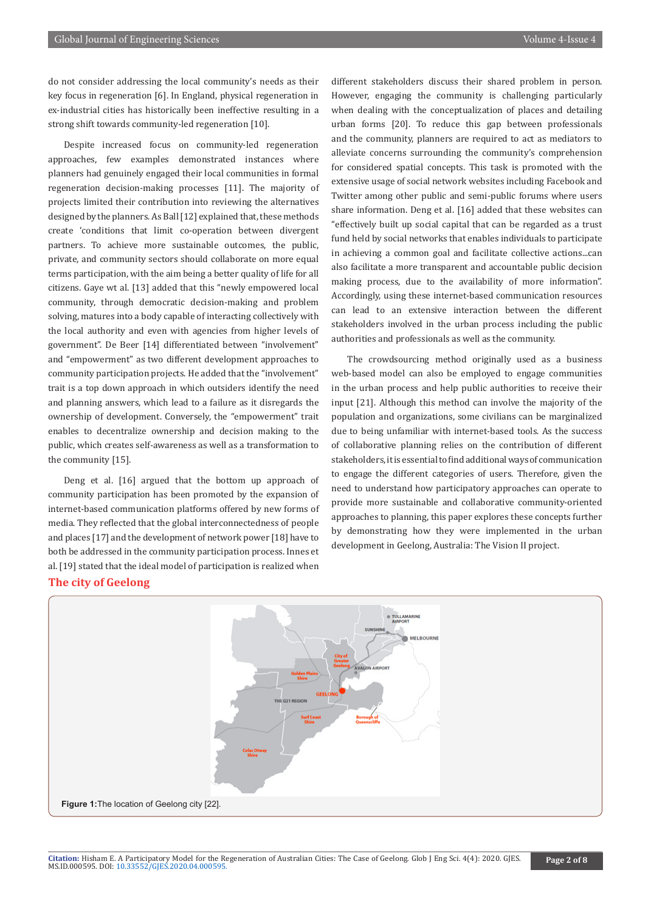do not consider addressing the local community's needs as their key focus in regeneration [6]. In England, physical regeneration in ex-industrial cities has historically been ineffective resulting in a strong shift towards community-led regeneration [10].

Despite increased focus on community-led regeneration approaches, few examples demonstrated instances where planners had genuinely engaged their local communities in formal regeneration decision-making processes [11]. The majority of projects limited their contribution into reviewing the alternatives designed by the planners. As Ball [12] explained that, these methods create 'conditions that limit co-operation between divergent partners. To achieve more sustainable outcomes, the public, private, and community sectors should collaborate on more equal terms participation, with the aim being a better quality of life for all citizens. Gaye wt al. [13] added that this "newly empowered local community, through democratic decision-making and problem solving, matures into a body capable of interacting collectively with the local authority and even with agencies from higher levels of government". De Beer [14] differentiated between "involvement" and "empowerment" as two different development approaches to community participation projects. He added that the "involvement" trait is a top down approach in which outsiders identify the need and planning answers, which lead to a failure as it disregards the ownership of development. Conversely, the "empowerment" trait enables to decentralize ownership and decision making to the public, which creates self-awareness as well as a transformation to the community [15].

Deng et al. [16] argued that the bottom up approach of community participation has been promoted by the expansion of internet-based communication platforms offered by new forms of media. They reflected that the global interconnectedness of people and places [17] and the development of network power [18] have to both be addressed in the community participation process. Innes et al. [19] stated that the ideal model of participation is realized when different stakeholders discuss their shared problem in person. However, engaging the community is challenging particularly when dealing with the conceptualization of places and detailing urban forms [20]. To reduce this gap between professionals and the community, planners are required to act as mediators to alleviate concerns surrounding the community's comprehension for considered spatial concepts. This task is promoted with the extensive usage of social network websites including Facebook and Twitter among other public and semi-public forums where users share information. Deng et al. [16] added that these websites can "effectively built up social capital that can be regarded as a trust fund held by social networks that enables individuals to participate in achieving a common goal and facilitate collective actions...can also facilitate a more transparent and accountable public decision making process, due to the availability of more information". Accordingly, using these internet-based communication resources can lead to an extensive interaction between the different stakeholders involved in the urban process including the public authorities and professionals as well as the community.

The crowdsourcing method originally used as a business web-based model can also be employed to engage communities in the urban process and help public authorities to receive their input [21]. Although this method can involve the majority of the population and organizations, some civilians can be marginalized due to being unfamiliar with internet-based tools. As the success of collaborative planning relies on the contribution of different stakeholders, it is essential to find additional ways of communication to engage the different categories of users. Therefore, given the need to understand how participatory approaches can operate to provide more sustainable and collaborative community-oriented approaches to planning, this paper explores these concepts further by demonstrating how they were implemented in the urban development in Geelong, Australia: The Vision II project.

## The city of Geelong

**Figure 1:** The location of Geelong city [22].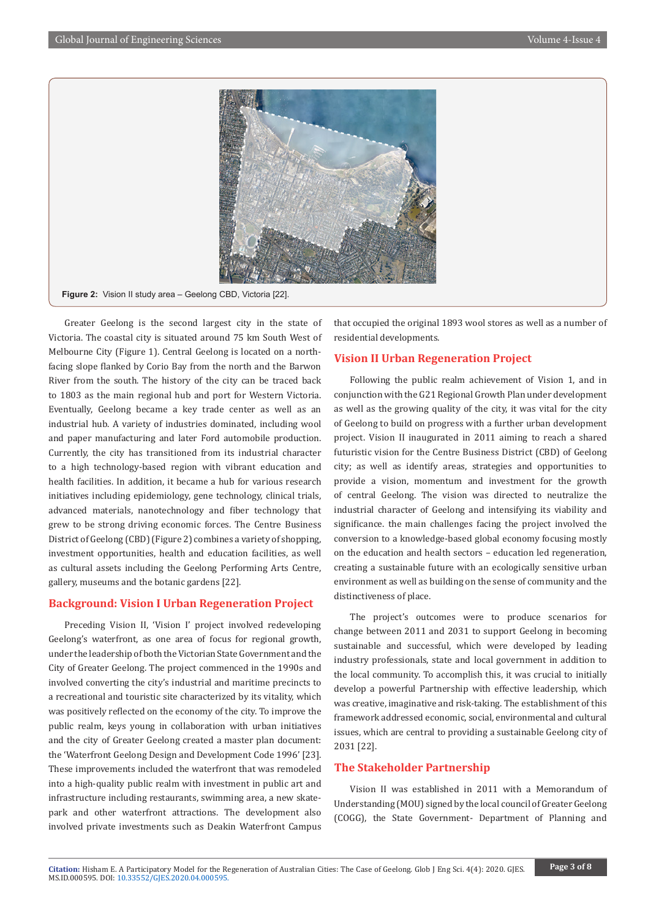Figure 2: Vision II study area – Geelong CBD, Victoria [22].

Greater Geelong is the second largest city in the state of Victoria. The coastal city is situated around 75 km South West of Melbourne City (Figure 1). Central Geelong is located on a north-facing slope flanked by Corio Bay from the north and the Barwon River from the south. The history of the city can be traced back to 1803 as the main regional hub and port for Western Victoria. Eventually, Geelong became a key trade center as well as an industrial hub. A variety of industries dominated, including wool and paper manufacturing and later Ford automobile production. Currently, the city has transitioned from its industrial character to a high technology-based region with vibrant education and health facilities. In addition, it became a hub for various research initiatives including epidemiology, gene technology, clinical trials, advanced materials, nanotechnology and fiber technology that grew to be strong driving economic forces. The Centre Business District of Geelong (CBD) (Figure 2) combines a variety of shopping, investment opportunities, health and education facilities, as well as cultural assets including the Geelong Performing Arts Centre, gallery, museums and the botanic gardens [22].

## Background: Vision I Urban Regeneration Project

Preceding Vision II, 'Vision I' project involved redeveloping Geelong's waterfront, as one area of focus for regional growth, under the leadership of both the Victorian State Government and the City of Greater Geelong. The project commenced in the 1990s and involved converting the city's industrial and maritime precincts to a recreational and touristic site characterized by its vitality, which was positively reflected on the economy of the city. To improve the public realm, keys young in collaboration with urban initiatives and the city of Greater Geelong created a master plan document: the 'Waterfront Geelong Design and Development Code 1996' [23]. These improvements included the waterfront that was remodeled into a high-quality public realm with investment in public art and infrastructure including restaurants, swimming area, a new skate-park and other waterfront attractions. The development also involved private investments such as Deakin Waterfront Campus that occupied the original 1893 wool stores as well as a number of residential developments.

## Vision II Urban Regeneration Project

Following the public realm achievement of Vision 1, and in conjunction with the G21 Regional Growth Plan under development as well as the growing quality of the city, it was vital for the city of Geelong to build on progress with a further urban development project. Vision II inaugurated in 2011 aiming to reach a shared futuristic vision for the Centre Business District (CBD) of Geelong city; as well as identify areas, strategies and opportunities to provide a vision, momentum and investment for the growth of central Geelong. The vision was directed to neutralize the industrial character of Geelong and intensifying its viability and significance. the main challenges facing the project involved the conversion to a knowledge-based global economy focusing mostly on the education and health sectors – education led regeneration, creating a sustainable future with an ecologically sensitive urban environment as well as building on the sense of community and the distinctiveness of place.

The project's outcomes were to produce scenarios for change between 2011 and 2031 to support Geelong in becoming sustainable and successful, which were developed by leading industry professionals, state and local government in addition to the local community. To accomplish this, it was crucial to initially develop a powerful Partnership with effective leadership, which was creative, imaginative and risk-taking. The establishment of this framework addressed economic, social, environmental and cultural issues, which are central to providing a sustainable Geelong city of 2031 [22].

## The Stakeholder Partnership

Vision II was established in 2011 with a Memorandum of Understanding (MOU) signed by the local council of Greater Geelong (COGG), the State Government- Department of Planning and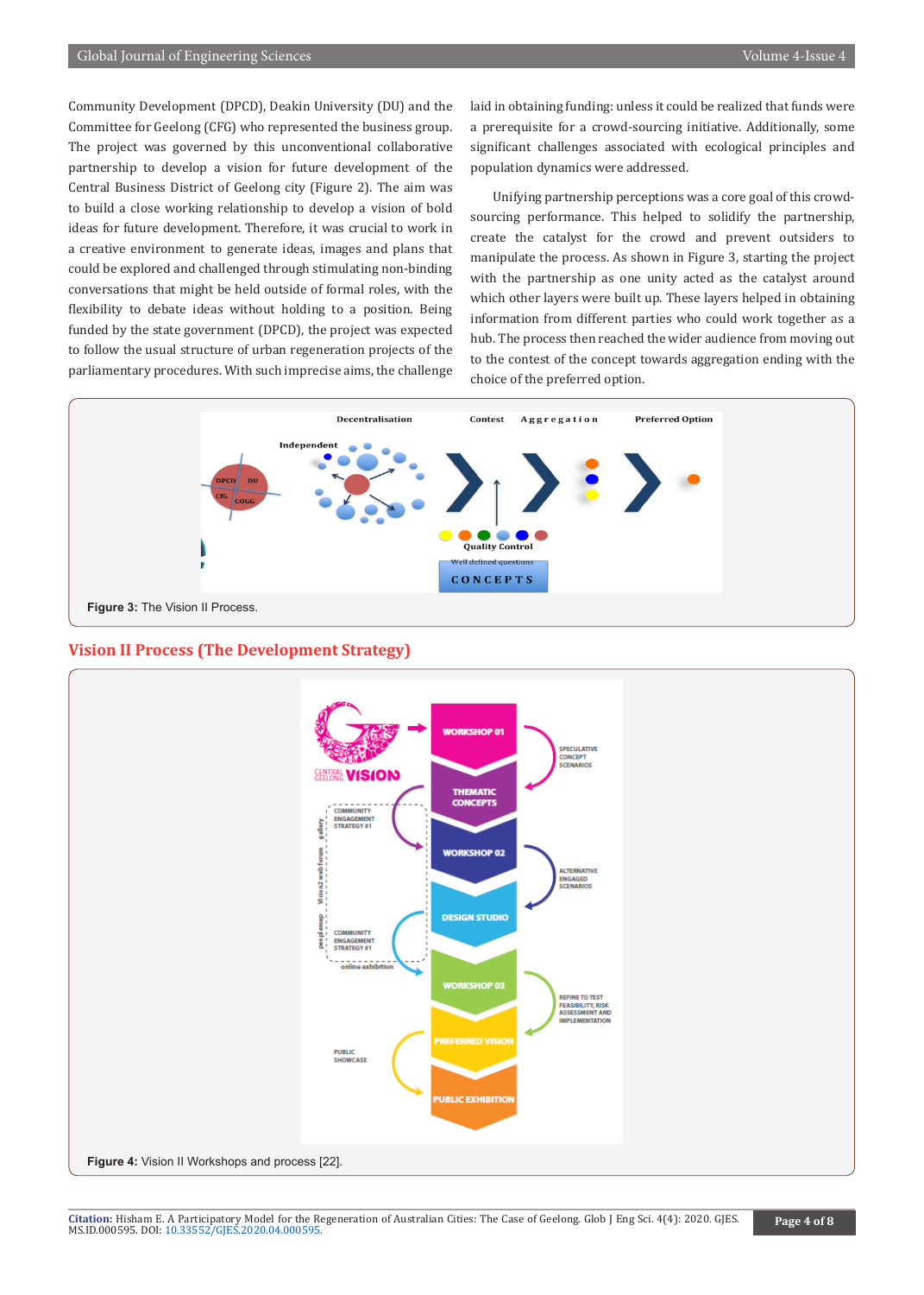Community Development (DPCD), Deakin University (DU) and the Committee for Geelong (CFG) who represented the business group. The project was governed by this unconventional collaborative partnership to develop a vision for future development of the Central Business District of Geelong city (Figure 2). The aim was to build a close working relationship to develop a vision of bold ideas for future development. Therefore, it was crucial to work in a creative environment to generate ideas, images and plans that could be explored and challenged through stimulating non-binding conversations that might be held outside of formal roles, with the flexibility to debate ideas without holding to a position. Being funded by the state government (DPCD), the project was expected to follow the usual structure of urban regeneration projects of the parliamentary procedures. With such imprecise aims, the challenge laid in obtaining funding: unless it could be realized that funds were a prerequisite for a crowd-sourcing initiative. Additionally, some significant challenges associated with ecological principles and population dynamics were addressed.

Unifying partnership perceptions was a core goal of this crowd-sourcing performance. This helped to solidify the partnership, create the catalyst for the crowd and prevent outsiders to manipulate the process. As shown in Figure 3, starting the project with the partnership as one unity acted as the catalyst around which other layers were built up. These layers helped in obtaining information from different parties who could work together as a hub. The process then reached the wider audience from moving out to the contest of the concept towards aggregation ending with the choice of the preferred option.

**Figure 3:** The Vision II Process.

## Vision II Process (The Development Strategy)

**Figure 4:** Vision II Workshops and process [22].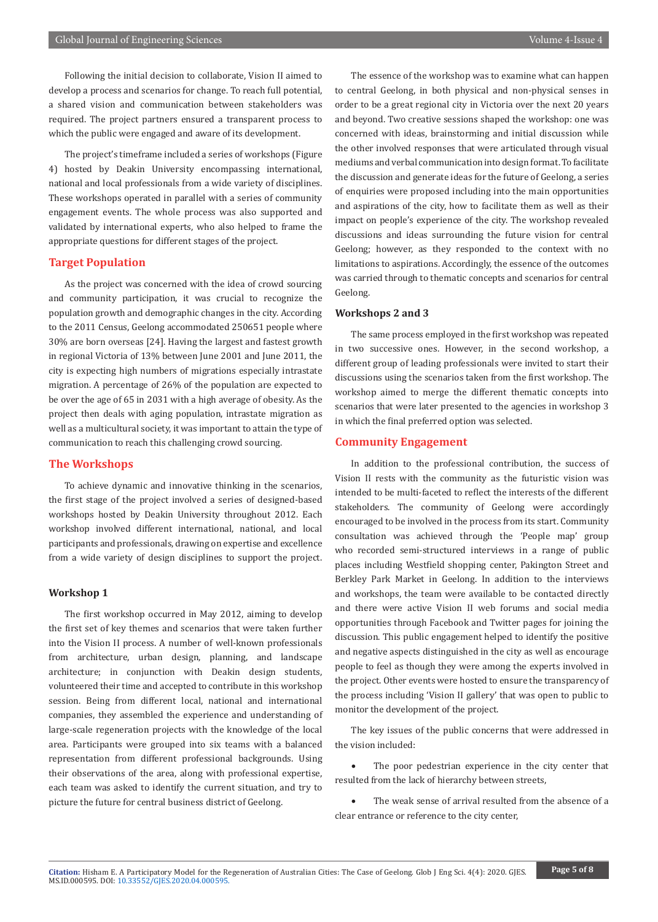Following the initial decision to collaborate, Vision II aimed to develop a process and scenarios for change. To reach full potential, a shared vision and communication between stakeholders was required. The project partners ensured a transparent process to which the public were engaged and aware of its development.

The project's timeframe included a series of workshops (Figure 4) hosted by Deakin University encompassing international, national and local professionals from a wide variety of disciplines. These workshops operated in parallel with a series of community engagement events. The whole process was also supported and validated by international experts, who also helped to frame the appropriate questions for different stages of the project.

## Target Population

As the project was concerned with the idea of crowd sourcing and community participation, it was crucial to recognize the population growth and demographic changes in the city. According to the 2011 Census, Geelong accommodated 250651 people where 30% are born overseas [24]. Having the largest and fastest growth in regional Victoria of 13% between June 2001 and June 2011, the city is expecting high numbers of migrations especially intrastate migration. A percentage of 26% of the population are expected to be over the age of 65 in 2031 with a high average of obesity. As the project then deals with aging population, intrastate migration as well as a multicultural society, it was important to attain the type of communication to reach this challenging crowd sourcing.

## The Workshops

To achieve dynamic and innovative thinking in the scenarios, the first stage of the project involved a series of designed-based workshops hosted by Deakin University throughout 2012. Each workshop involved different international, national, and local participants and professionals, drawing on expertise and excellence from a wide variety of design disciplines to support the project.

### Workshop 1

The first workshop occurred in May 2012, aiming to develop the first set of key themes and scenarios that were taken further into the Vision II process. A number of well-known professionals from architecture, urban design, planning, and landscape architecture; in conjunction with Deakin design students, volunteered their time and accepted to contribute in this workshop session. Being from different local, national and international companies, they assembled the experience and understanding of large-scale regeneration projects with the knowledge of the local area. Participants were grouped into six teams with a balanced representation from different professional backgrounds. Using their observations of the area, along with professional expertise, each team was asked to identify the current situation, and try to picture the future for central business district of Geelong.

The essence of the workshop was to examine what can happen to central Geelong, in both physical and non-physical senses in order to be a great regional city in Victoria over the next 20 years and beyond. Two creative sessions shaped the workshop: one was concerned with ideas, brainstorming and initial discussion while the other involved responses that were articulated through visual mediums and verbal communication into design format. To facilitate the discussion and generate ideas for the future of Geelong, a series of enquiries were proposed including into the main opportunities and aspirations of the city, how to facilitate them as well as their impact on people's experience of the city. The workshop revealed discussions and ideas surrounding the future vision for central Geelong; however, as they responded to the context with no limitations to aspirations. Accordingly, the essence of the outcomes was carried through to thematic concepts and scenarios for central Geelong.

### Workshops 2 and 3

The same process employed in the first workshop was repeated in two successive ones. However, in the second workshop, a different group of leading professionals were invited to start their discussions using the scenarios taken from the first workshop. The workshop aimed to merge the different thematic concepts into scenarios that were later presented to the agencies in workshop 3 in which the final preferred option was selected.

## Community Engagement

In addition to the professional contribution, the success of Vision II rests with the community as the futuristic vision was intended to be multi-faceted to reflect the interests of the different stakeholders. The community of Geelong were accordingly encouraged to be involved in the process from its start. Community consultation was achieved through the 'People map' group who recorded semi-structured interviews in a range of public places including Westfield shopping center, Pakington Street and Berkley Park Market in Geelong. In addition to the interviews and workshops, the team were available to be contacted directly and there were active Vision II web forums and social media opportunities through Facebook and Twitter pages for joining the discussion. This public engagement helped to identify the positive and negative aspects distinguished in the city as well as encourage people to feel as though they were among the experts involved in the project. Other events were hosted to ensure the transparency of the process including 'Vision II gallery' that was open to public to monitor the development of the project.

The key issues of the public concerns that were addressed in the vision included:

- The poor pedestrian experience in the city center that resulted from the lack of hierarchy between streets,
- The weak sense of arrival resulted from the absence of a clear entrance or reference to the city center,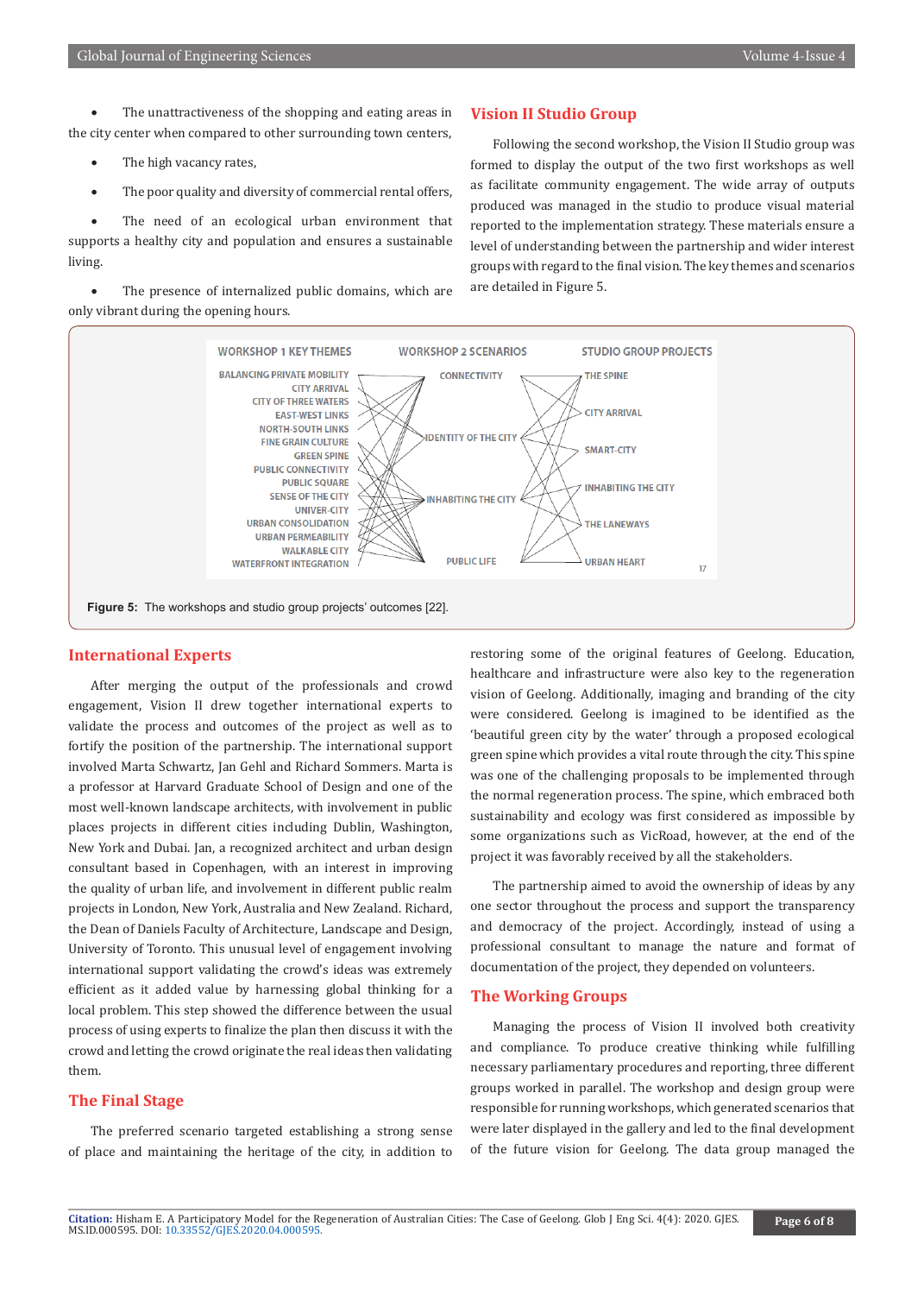- The unattractiveness of the shopping and eating areas in the city center when compared to other surrounding town centers,
- The high vacancy rates,
- The poor quality and diversity of commercial rental offers,
- The need of an ecological urban environment that supports a healthy city and population and ensures a sustainable living.
- The presence of internalized public domains, which are only vibrant during the opening hours.

## Vision II Studio Group

Following the second workshop, the Vision II Studio group was formed to display the output of the two first workshops as well as facilitate community engagement. The wide array of outputs produced was managed in the studio to produce visual material reported to the implementation strategy. These materials ensure a level of understanding between the partnership and wider interest groups with regard to the final vision. The key themes and scenarios are detailed in Figure 5.

**Figure 5:** The workshops and studio group projects' outcomes [22].

## International Experts

After merging the output of the professionals and crowd engagement, Vision II drew together international experts to validate the process and outcomes of the project as well as to fortify the position of the partnership. The international support involved Marta Schwartz, Jan Gehl and Richard Sommers. Marta is a professor at Harvard Graduate School of Design and one of the most well-known landscape architects, with involvement in public places projects in different cities including Dublin, Washington, New York and Dubai. Jan, a recognized architect and urban design consultant based in Copenhagen, with an interest in improving the quality of urban life, and involvement in different public realm projects in London, New York, Australia and New Zealand. Richard, the Dean of Daniels Faculty of Architecture, Landscape and Design, University of Toronto. This unusual level of engagement involving international support validating the crowd's ideas was extremely efficient as it added value by harnessing global thinking for a local problem. This step showed the difference between the usual process of using experts to finalize the plan then discuss it with the crowd and letting the crowd originate the real ideas then validating them.

## The Final Stage

The preferred scenario targeted establishing a strong sense of place and maintaining the heritage of the city, in addition to restoring some of the original features of Geelong. Education, healthcare and infrastructure were also key to the regeneration vision of Geelong. Additionally, imaging and branding of the city were considered. Geelong is imagined to be identified as the 'beautiful green city by the water' through a proposed ecological green spine which provides a vital route through the city. This spine was one of the challenging proposals to be implemented through the normal regeneration process. The spine, which embraced both sustainability and ecology was first considered as impossible by some organizations such as VicRoad, however, at the end of the project it was favorably received by all the stakeholders.

The partnership aimed to avoid the ownership of ideas by any one sector throughout the process and support the transparency and democracy of the project. Accordingly, instead of using a professional consultant to manage the nature and format of documentation of the project, they depended on volunteers.

## The Working Groups

Managing the process of Vision II involved both creativity and compliance. To produce creative thinking while fulfilling necessary parliamentary procedures and reporting, three different groups worked in parallel. The workshop and design group were responsible for running workshops, which generated scenarios that were later displayed in the gallery and led to the final development of the future vision for Geelong. The data group managed the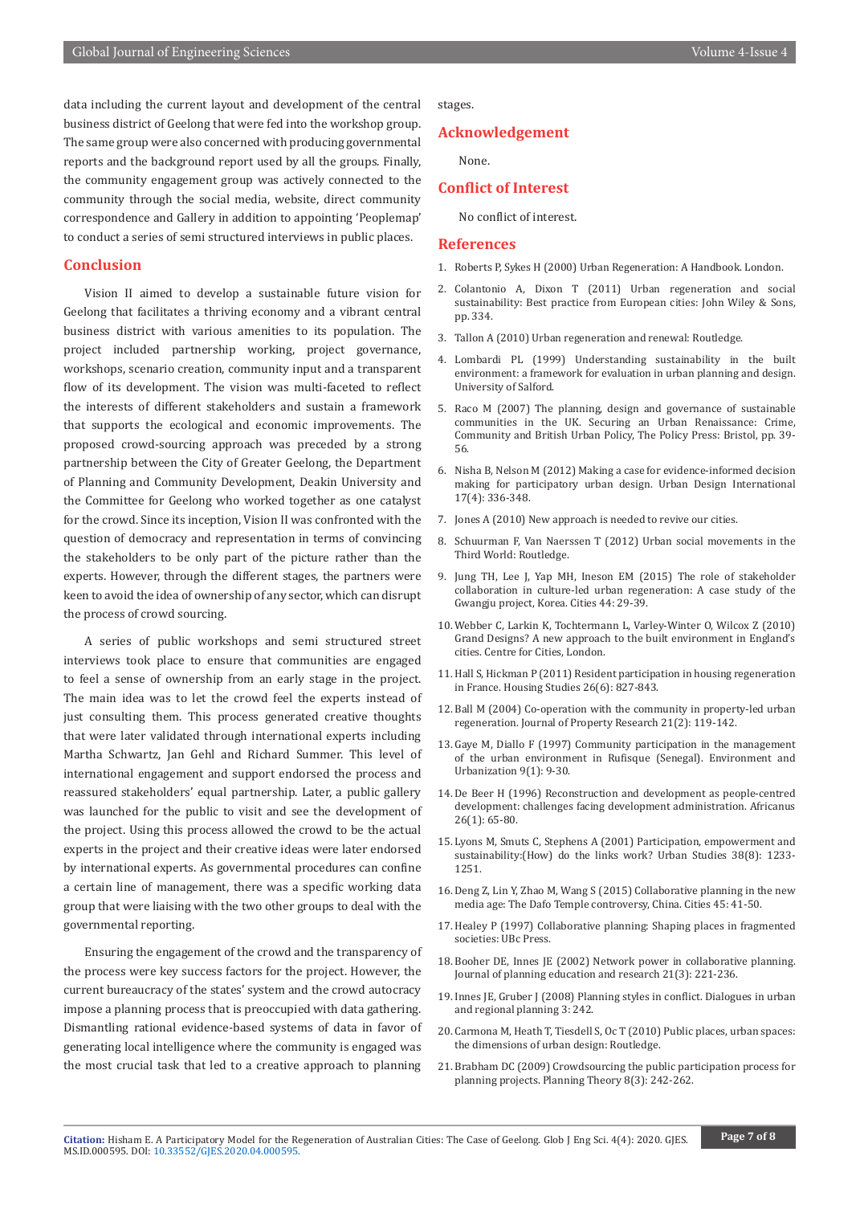data including the current layout and development of the central business district of Geelong that were fed into the workshop group. The same group were also concerned with producing governmental reports and the background report used by all the groups. Finally, the community engagement group was actively connected to the community through the social media, website, direct community correspondence and Gallery in addition to appointing 'Peoplemap' to conduct a series of semi structured interviews in public places.

## Conclusion

Vision II aimed to develop a sustainable future vision for Geelong that facilitates a thriving economy and a vibrant central business district with various amenities to its population. The project included partnership working, project governance, workshops, scenario creation, community input and a transparent flow of its development. The vision was multi-faceted to reflect the interests of different stakeholders and sustain a framework that supports the ecological and economic improvements. The proposed crowd-sourcing approach was preceded by a strong partnership between the City of Greater Geelong, the Department of Planning and Community Development, Deakin University and the Committee for Geelong who worked together as one catalyst for the crowd. Since its inception, Vision II was confronted with the question of democracy and representation in terms of convincing the stakeholders to be only part of the picture rather than the experts. However, through the different stages, the partners were keen to avoid the idea of ownership of any sector, which can disrupt the process of crowd sourcing.

A series of public workshops and semi structured street interviews took place to ensure that communities are engaged to feel a sense of ownership from an early stage in the project. The main idea was to let the crowd feel the experts instead of just consulting them. This process generated creative thoughts that were later validated through international experts including Martha Schwartz, Jan Gehl and Richard Summer. This level of international engagement and support endorsed the process and reassured stakeholders' equal partnership. Later, a public gallery was launched for the public to visit and see the development of the project. Using this process allowed the crowd to be the actual experts in the project and their creative ideas were later endorsed by international experts. As governmental procedures can confine a certain line of management, there was a specific working data group that were liaising with the two other groups to deal with the governmental reporting.

Ensuring the engagement of the crowd and the transparency of the process were key success factors for the project. However, the current bureaucracy of the states' system and the crowd autocracy impose a planning process that is preoccupied with data gathering. Dismantling rational evidence-based systems of data in favor of generating local intelligence where the community is engaged was the most crucial task that led to a creative approach to planning stages.

## Acknowledgement

None.

## Conflict of Interest

No conflict of interest.

## References

1. Roberts P, Sykes H (2000) Urban Regeneration: A Handbook. London.
2. Colantonio A, Dixon T (2011) Urban regeneration and social sustainability: Best practice from European cities: John Wiley & Sons, pp. 334.
3. Tallon A (2010) Urban regeneration and renewal: Routledge.
4. Lombardi PL (1999) Understanding sustainability in the built environment: a framework for evaluation in urban planning and design. University of Salford.
5. Raco M (2007) The planning, design and governance of sustainable communities in the UK. Securing an Urban Renaissance: Crime, Community and British Urban Policy, The Policy Press: Bristol, pp. 39-56.
6. Nisha B, Nelson M (2012) Making a case for evidence-informed decision making for participatory urban design. Urban Design International 17(4): 336-348.
7. Jones A (2010) New approach is needed to revive our cities.
8. Schuurman F, Van Naerssen T (2012) Urban social movements in the Third World: Routledge.
9. Jung TH, Lee J, Yap MH, Ineson EM (2015) The role of stakeholder collaboration in culture-led urban regeneration: A case study of the Gwangju project, Korea. Cities 44: 29-39.
10. Webber C, Larkin K, Tochtermann L, Varley-Winter O, Wilcox Z (2010) Grand Designs? A new approach to the built environment in England's cities. Centre for Cities, London.
11. Hall S, Hickman P (2011) Resident participation in housing regeneration in France. Housing Studies 26(6): 827-843.
12. Ball M (2004) Co-operation with the community in property-led urban regeneration. Journal of Property Research 21(2): 119-142.
13. Gaye M, Diallo F (1997) Community participation in the management of the urban environment in Rufisque (Senegal). Environment and Urbanization 9(1): 9-30.
14. De Beer H (1996) Reconstruction and development as people-centred development: challenges facing development administration. Africanus 26(1): 65-80.
15. Lyons M, Smuts C, Stephens A (2001) Participation, empowerment and sustainability:(How) do the links work? Urban Studies 38(8): 1233-1251.
16. Deng Z, Lin Y, Zhao M, Wang S (2015) Collaborative planning in the new media age: The Dafo Temple controversy, China. Cities 45: 41-50.
17. Healey P (1997) Collaborative planning: Shaping places in fragmented societies: UBc Press.
18. Booher DE, Innes JE (2002) Network power in collaborative planning. Journal of planning education and research 21(3): 221-236.
19. Innes JE, Gruber J (2008) Planning styles in conflict. Dialogues in urban and regional planning 3: 242.
20. Carmona M, Heath T, Tiesdell S, Oc T (2010) Public places, urban spaces: the dimensions of urban design: Routledge.
21. Brabham DC (2009) Crowdsourcing the public participation process for planning projects. Planning Theory 8(3): 242-262.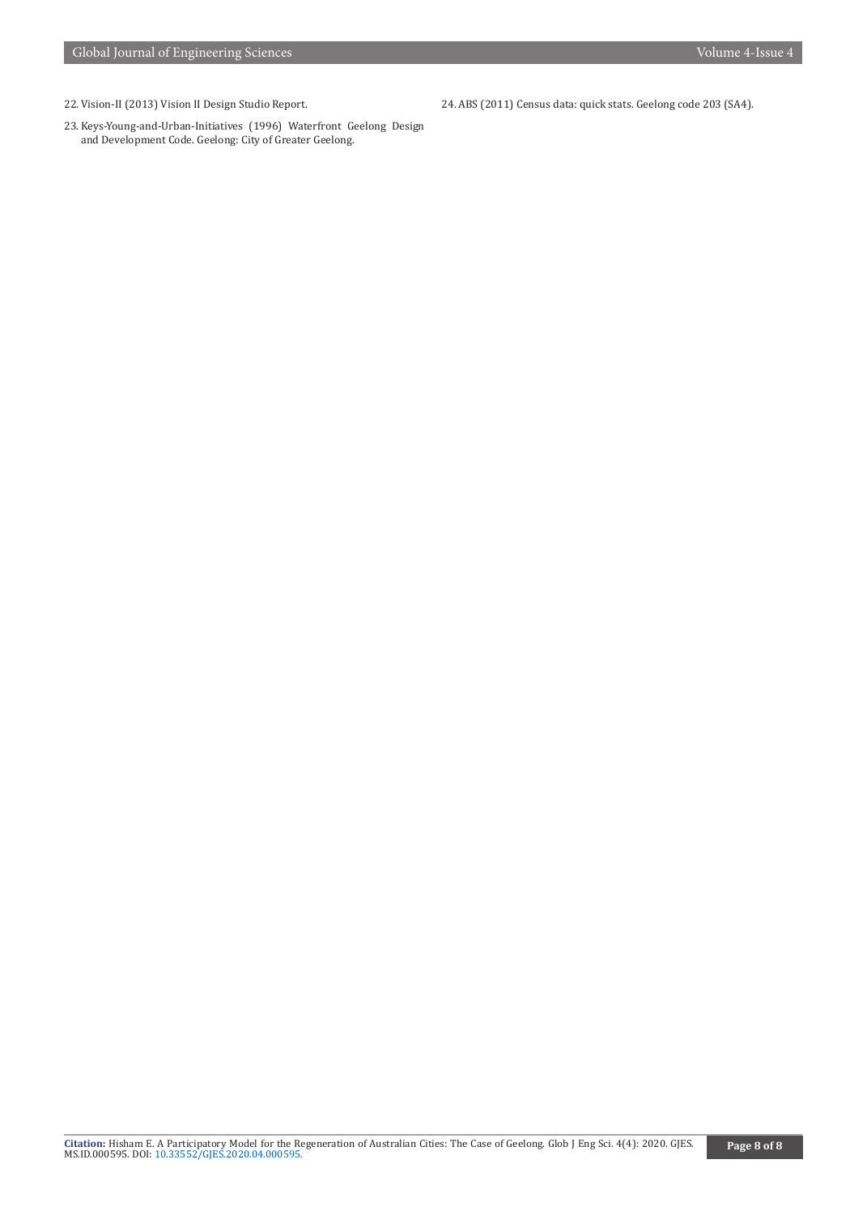22. Vision-II (2013) Vision II Design Studio Report.
23. Keys-Young-and-Urban-Initiatives (1996) Waterfront Geelong Design and Development Code. Geelong: City of Greater Geelong.
24. ABS (2011) Census data: quick stats. Geelong code 203 (SA4).